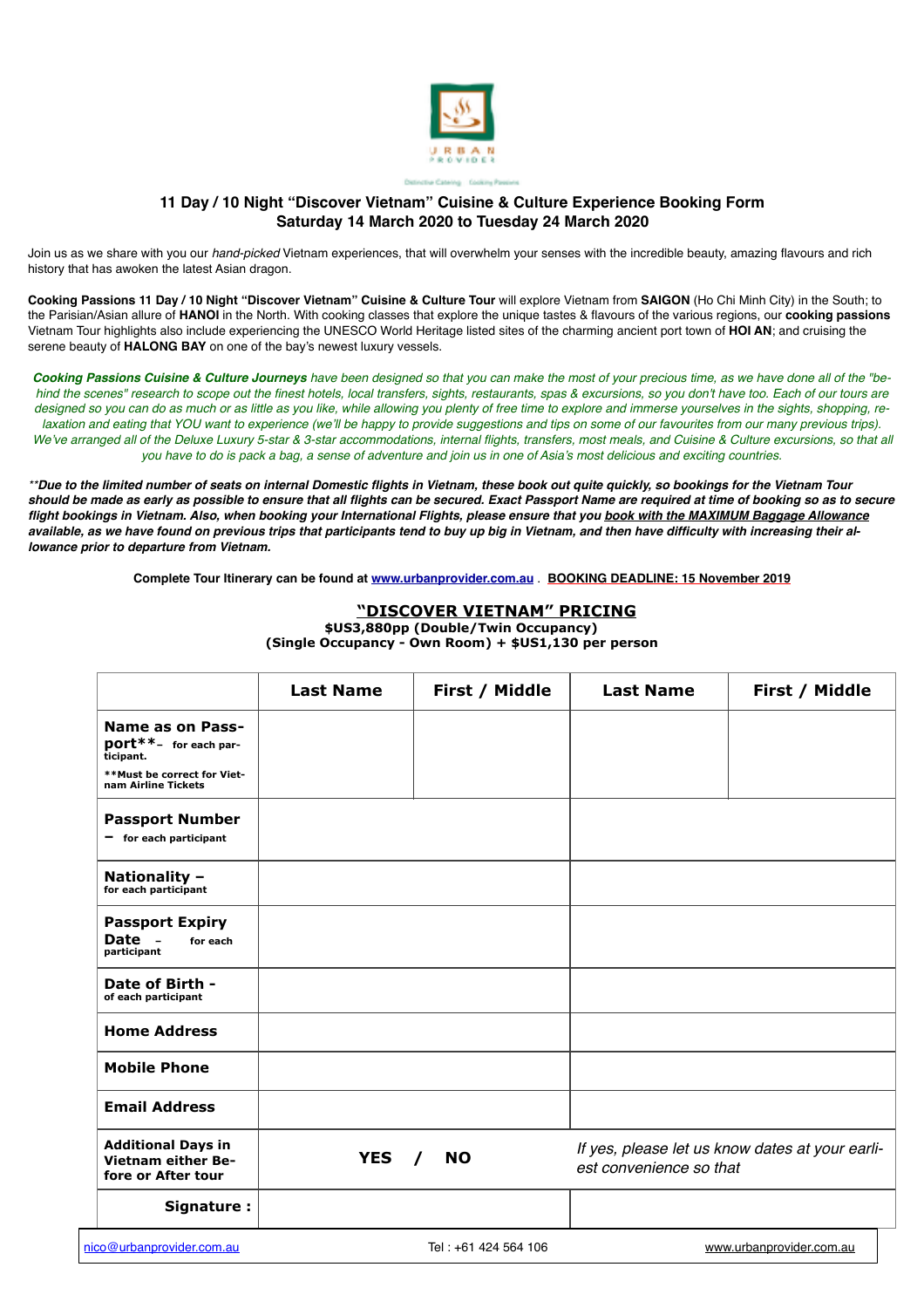URBAN PROVIDER

Distinctive Catering · Cooking Passions

## 11 Day / 10 Night "Discover Vietnam" Cuisine & Culture Experience Booking Form
## Saturday 14 March 2020 to Tuesday 24 March 2020

Join us as we share with you our *hand-picked* Vietnam experiences, that will overwhelm your senses with the incredible beauty, amazing flavours and rich history that has awoken the latest Asian dragon.

**Cooking Passions 11 Day / 10 Night "Discover Vietnam" Cuisine & Culture Tour** will explore Vietnam from **SAIGON** (Ho Chi Minh City) in the South; to the Parisian/Asian allure of **HANOI** in the North. With cooking classes that explore the unique tastes & flavours of the various regions, our **cooking passions** Vietnam Tour highlights also include experiencing the UNESCO World Heritage listed sites of the charming ancient port town of **HOI AN**; and cruising the serene beauty of **HALONG BAY** on one of the bay's newest luxury vessels.

***Cooking Passions Cuisine & Culture Journeys*** *have been designed so that you can make the most of your precious time, as we have done all of the "behind the scenes" research to scope out the finest hotels, local transfers, sights, restaurants, spas & excursions, so you don't have too. Each of our tours are designed so you can do as much or as little as you like, while allowing you plenty of free time to explore and immerse yourselves in the sights, shopping, relaxation and eating that YOU want to experience (we'll be happy to provide suggestions and tips on some of our favourites from our many previous trips). We've arranged all of the Deluxe Luxury 5-star & 3-star accommodations, internal flights, transfers, most meals, and Cuisine & Culture excursions, so that all you have to do is pack a bag, a sense of adventure and join us in one of Asia's most delicious and exciting countries.*

***\*\*Due to the limited number of seats on internal Domestic flights in Vietnam, these book out quite quickly, so bookings for the Vietnam Tour should be made as early as possible to ensure that all flights can be secured. Exact Passport Name are required at time of booking so as to secure flight bookings in Vietnam. Also, when booking your International Flights, please ensure that you book with the MAXIMUM Baggage Allowance available, as we have found on previous trips that participants tend to buy up big in Vietnam, and then have difficulty with increasing their allowance prior to departure from Vietnam.***

**Complete Tour Itinerary can be found at www.urbanprovider.com.au . BOOKING DEADLINE: 15 November 2019**

### "DISCOVER VIETNAM" PRICING

**$US3,880pp (Double/Twin Occupancy)**
**(Single Occupancy - Own Room) + $US1,130 per person**

| | Last Name | First / Middle | Last Name | First / Middle |
|---|---|---|---|---|
| **Name as on Passport\*\*** – for each participant. **\*\*Must be correct for Vietnam Airline Tickets** | | | | |
| **Passport Number** – for each participant | | | | |
| **Nationality** – for each participant | | | | |
| **Passport Expiry Date** – for each participant | | | | |
| **Date of Birth** - of each participant | | | | |
| **Home Address** | | | | |
| **Mobile Phone** | | | | |
| **Email Address** | | | | |
| **Additional Days in Vietnam either Before or After tour** | **YES / NO** | | *If yes, please let us know dates at your earliest convenience so that* | |
| **Signature :** | | | | |

nico@urbanprovider.com.au Tel : +61 424 564 106 www.urbanprovider.com.au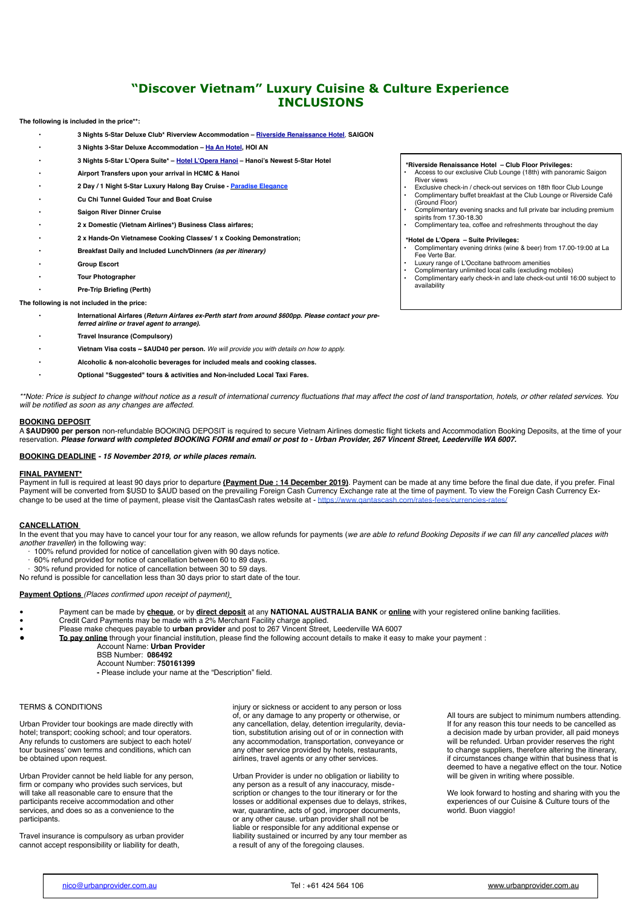# "Discover Vietnam" Luxury Cuisine & Culture Experience INCLUSIONS

**The following is included in the price**:**

- **3 Nights 5-Star Deluxe Club* Riverview Accommodation – Riverside Renaissance Hotel, SAIGON**
- **3 Nights 3-Star Deluxe Accommodation – Ha An Hotel, HOI AN**
- **3 Nights 5-Star L'Opera Suite* – Hotel L'Opera Hanoi – Hanoi's Newest 5-Star Hotel**
- **Airport Transfers upon your arrival in HCMC & Hanoi**
- **2 Day / 1 Night 5-Star Luxury Halong Bay Cruise - Paradise Elegance**
- **Cu Chi Tunnel Guided Tour and Boat Cruise**
- **Saigon River Dinner Cruise**
- **2 x Domestic (Vietnam Airlines*) Business Class airfares;**
- **2 x Hands-On Vietnamese Cooking Classes/ 1 x Cooking Demonstration;**
- **Breakfast Daily and Included Lunch/Dinners *(as per itinerary)***
- **Group Escort**
- **Tour Photographer**
- **Pre-Trip Briefing (Perth)**

**The following is not included in the price:**

- **International Airfares (*Return Airfares ex-Perth start from around $600pp. Please contact your preferred airline or travel agent to arrange).***
- **Travel Insurance (Compulsory)**
- **Vietnam Visa costs ~ $AUD40 per person.** *We will provide you with details on how to apply.*
- **Alcoholic & non-alcoholic beverages for included meals and cooking classes.**
- **Optional "Suggested" tours & activities and Non-included Local Taxi Fares.**

**\*Riverside Renaissance Hotel – Club Floor Privileges:**

- Access to our exclusive Club Lounge (18th) with panoramic Saigon River views
- Exclusive check-in / check-out services on 18th floor Club Lounge
- Complimentary buffet breakfast at the Club Lounge or Riverside Café (Ground Floor)
- Complimentary evening snacks and full private bar including premium spirits from 17.30-18.30
- Complimentary tea, coffee and refreshments throughout the day

**\*Hotel de L'Opera – Suite Privileges:**

- Complimentary evening drinks (wine & beer) from 17.00-19:00 at La Fee Verte Bar.
- Luxury range of L'Occitane bathroom amenities
- Complimentary unlimited local calls (excluding mobiles)
- Complimentary early check-in and late check-out until 16:00 subject to availability

*\*\*Note: Price is subject to change without notice as a result of international currency fluctuations that may affect the cost of land transportation, hotels, or other related services. You will be notified as soon as any changes are affected.*

## BOOKING DEPOSIT

A **$AUD900 per person** non-refundable BOOKING DEPOSIT is required to secure Vietnam Airlines domestic flight tickets and Accommodation Booking Deposits, at the time of your reservation. ***Please forward with completed BOOKING FORM and email or post to - Urban Provider, 267 Vincent Street, Leederville WA 6007.***

## BOOKING DEADLINE *- 15 November 2019, or while places remain.*

## FINAL PAYMENT*

Payment in full is required at least 90 days prior to departure **(Payment Due : 14 December 2019)**. Payment can be made at any time before the final due date, if you prefer. Final Payment will be converted from $USD to $AUD based on the prevailing Foreign Cash Currency Exchange rate at the time of payment. To view the Foreign Cash Currency Exchange to be used at the time of payment, please visit the QantasCash rates website at - https://www.qantascash.com/rates-fees/currencies-rates/

## CANCELLATION

In the event that you may have to cancel your tour for any reason, we allow refunds for payments (*we are able to refund Booking Deposits if we can fill any cancelled places with another traveller*) in the following way:

- 100% refund provided for notice of cancellation given with 90 days notice.
- 60% refund provided for notice of cancellation between 60 to 89 days.
- 30% refund provided for notice of cancellation between 30 to 59 days.

No refund is possible for cancellation less than 30 days prior to start date of the tour.

## Payment Options *(Places confirmed upon receipt of payment)*

- Payment can be made by **cheque**, or by **direct deposit** at any **NATIONAL AUSTRALIA BANK** or **online** with your registered online banking facilities.
- Credit Card Payments may be made with a 2% Merchant Facility charge applied.
- Please make cheques payable to **urban provider** and post to 267 Vincent Street, Leederville WA 6007
- **To pay online** through your financial institution, please find the following account details to make it easy to make your payment :

  Account Name: **Urban Provider**
  BSB Number: **086492**
  Account Number: **750161399**
  **-** Please include your name at the "Description" field.

## TERMS & CONDITIONS

Urban Provider tour bookings are made directly with hotel; transport; cooking school; and tour operators. Any refunds to customers are subject to each hotel/ tour business' own terms and conditions, which can be obtained upon request.

Urban Provider cannot be held liable for any person, firm or company who provides such services, but will take all reasonable care to ensure that the participants receive accommodation and other services, and does so as a convenience to the participants.

Travel insurance is compulsory as urban provider cannot accept responsibility or liability for death, injury or sickness or accident to any person or loss of, or any damage to any property or otherwise, or any cancellation, delay, detention irregularity, deviation, substitution arising out of or in connection with any accommodation, transportation, conveyance or any other service provided by hotels, restaurants, airlines, travel agents or any other services.

Urban Provider is under no obligation or liability to any person as a result of any inaccuracy, misdescription or changes to the tour itinerary or for the losses or additional expenses due to delays, strikes, war, quarantine, acts of god, improper documents, or any other cause. urban provider shall not be liable or responsible for any additional expense or liability sustained or incurred by any tour member as a result of any of the foregoing clauses.

All tours are subject to minimum numbers attending. If for any reason this tour needs to be cancelled as a decision made by urban provider, all paid moneys will be refunded. Urban provider reserves the right to change suppliers, therefore altering the itinerary, if circumstances change within that business that is deemed to have a negative effect on the tour. Notice will be given in writing where possible.

We look forward to hosting and sharing with you the experiences of our Cuisine & Culture tours of the world. Buon viaggio!

nico@urbanprovider.com.au Tel : +61 424 564 106 www.urbanprovider.com.au